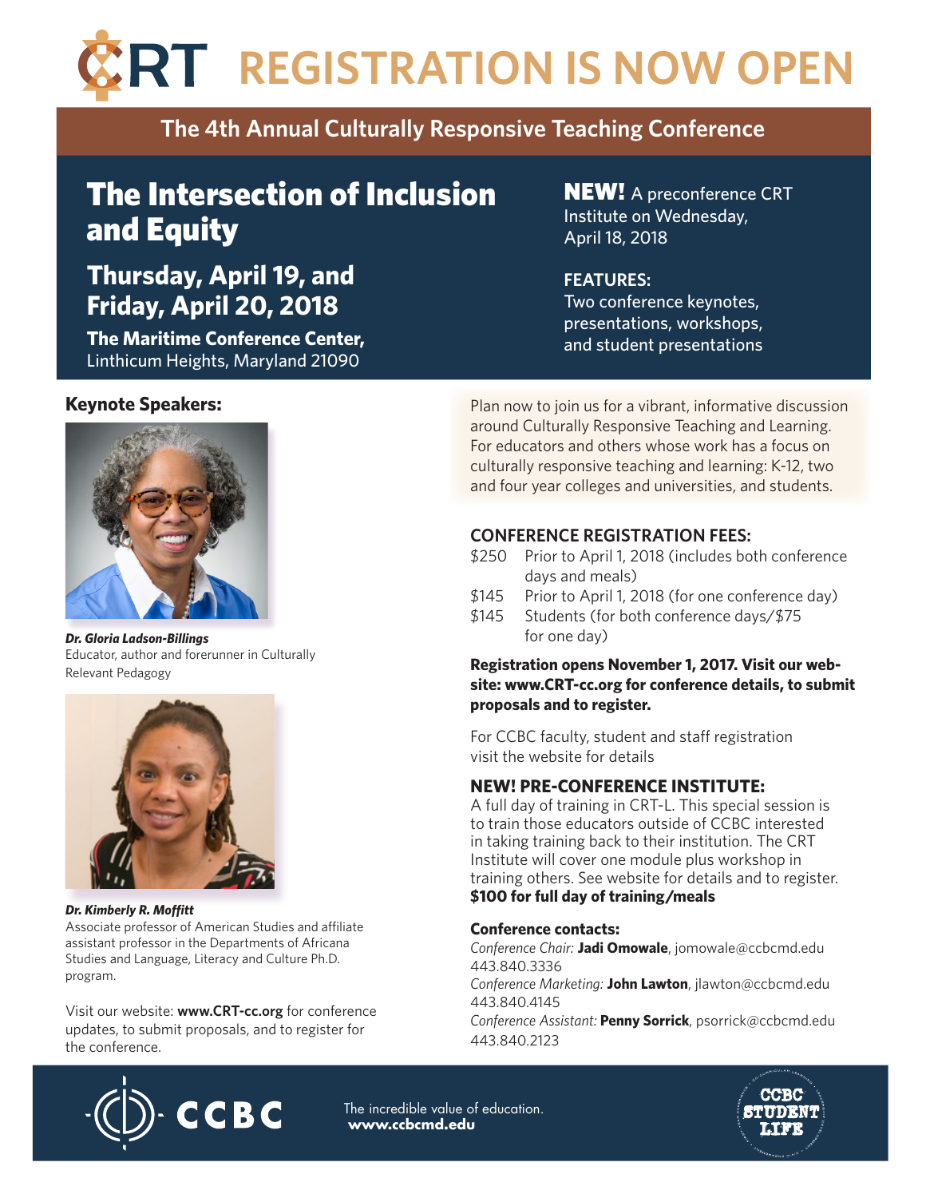# CRT REGISTRATION IS NOW OPEN

## The 4th Annual Culturally Responsive Teaching Conference

## The Intersection of Inclusion and Equity

### Thursday, April 19, and Friday, April 20, 2018

**The Maritime Conference Center,**
Linthicum Heights, Maryland 21090

**NEW!** A preconference CRT Institute on Wednesday, April 18, 2018

**FEATURES:**
Two conference keynotes, presentations, workshops, and student presentations

### Keynote Speakers:

***Dr. Gloria Ladson-Billings***
Educator, author and forerunner in Culturally Relevant Pedagogy

***Dr. Kimberly R. Moffitt***
Associate professor of American Studies and affiliate assistant professor in the Departments of Africana Studies and Language, Literacy and Culture Ph.D. program.

Visit our website: **www.CRT-cc.org** for conference updates, to submit proposals, and to register for the conference.

Plan now to join us for a vibrant, informative discussion around Culturally Responsive Teaching and Learning. For educators and others whose work has a focus on culturally responsive teaching and learning: K-12, two and four year colleges and universities, and students.

### CONFERENCE REGISTRATION FEES:

- $250 Prior to April 1, 2018 (includes both conference days and meals)
- $145 Prior to April 1, 2018 (for one conference day)
- $145 Students (for both conference days/$75 for one day)

**Registration opens November 1, 2017. Visit our website: www.CRT-cc.org for conference details, to submit proposals and to register.**

For CCBC faculty, student and staff registration visit the website for details

### NEW! PRE-CONFERENCE INSTITUTE:

A full day of training in CRT-L. This special session is to train those educators outside of CCBC interested in taking training back to their institution. The CRT Institute will cover one module plus workshop in training others. See website for details and to register.
**$100 for full day of training/meals**

### Conference contacts:

*Conference Chair:* **Jadi Omowale**, jomowale@ccbcmd.edu
443.840.3336
*Conference Marketing:* **John Lawton**, jlawton@ccbcmd.edu
443.840.4145
*Conference Assistant:* **Penny Sorrick**, psorrick@ccbcmd.edu
443.840.2123

CCBC

The incredible value of education.
**www.ccbcmd.edu**

CCBC STUDENT LIFE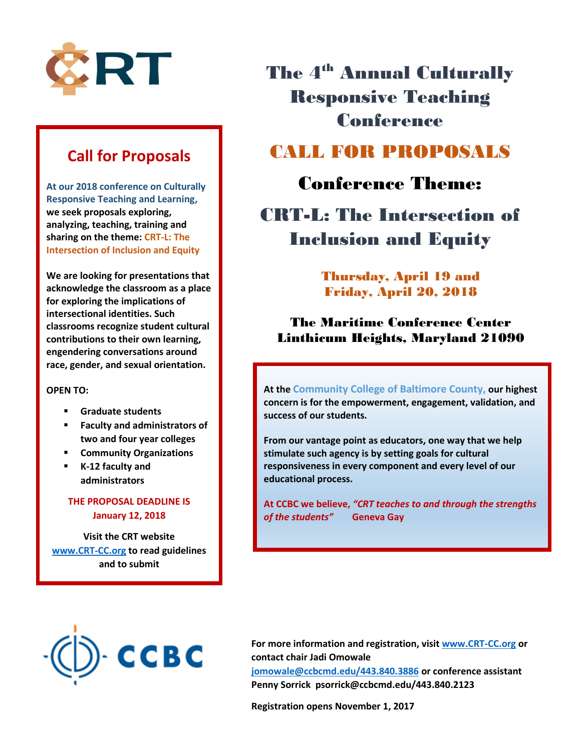# The 4th Annual Culturally Responsive Teaching Conference

## CALL FOR PROPOSALS

## Conference Theme:

## CRT-L: The Intersection of Inclusion and Equity

**Thursday, April 19 and Friday, April 20, 2018**

**The Maritime Conference Center**
**Linthicum Heights, Maryland 21090**

### Call for Proposals

**At our 2018 conference on Culturally Responsive Teaching and Learning, we seek proposals exploring, analyzing, teaching, training and sharing on the theme: CRT-L: The Intersection of Inclusion and Equity**

**We are looking for presentations that acknowledge the classroom as a place for exploring the implications of intersectional identities. Such classrooms recognize student cultural contributions to their own learning, engendering conversations around race, gender, and sexual orientation.**

**OPEN TO:**

- Graduate students
- Faculty and administrators of two and four year colleges
- Community Organizations
- K-12 faculty and administrators

**THE PROPOSAL DEADLINE IS January 12, 2018**

**Visit the CRT website [www.CRT-CC.org](http://www.CRT-CC.org) to read guidelines and to submit**

**At the Community College of Baltimore County, our highest concern is for the empowerment, engagement, validation, and success of our students.**

**From our vantage point as educators, one way that we help stimulate such agency is by setting goals for cultural responsiveness in every component and every level of our educational process.**

**At CCBC we believe, *"CRT teaches to and through the strengths of the students"* Geneva Gay**

**For more information and registration, visit [www.CRT-CC.org](http://www.CRT-CC.org) or contact chair Jadi Omowale [jomowale@ccbcmd.edu/443.840.3886](mailto:jomowale@ccbcmd.edu) or conference assistant Penny Sorrick psorrick@ccbcmd.edu/443.840.2123**

**Registration opens November 1, 2017**